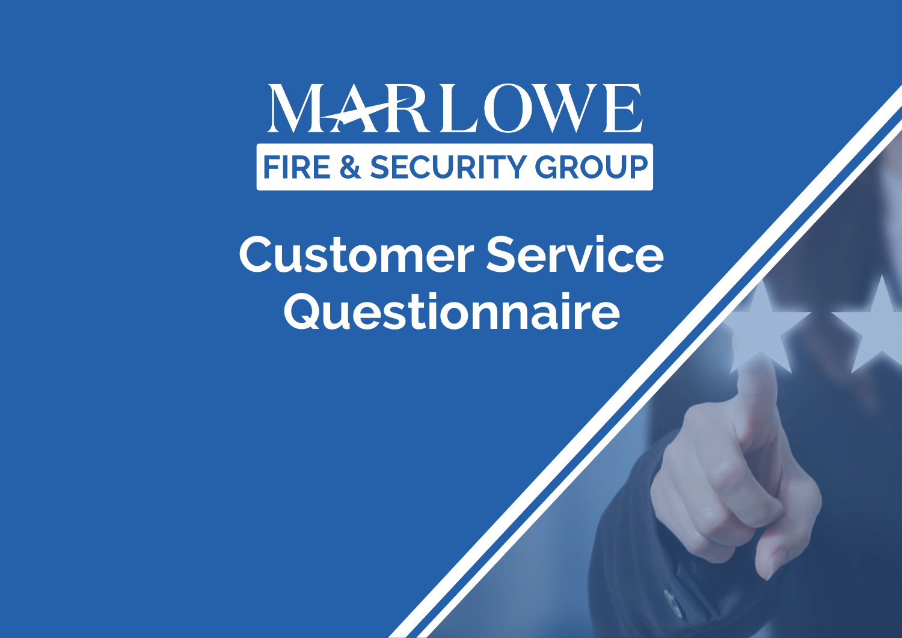MARLOWE

FIRE & SECURITY GROUP

# Customer Service Questionnaire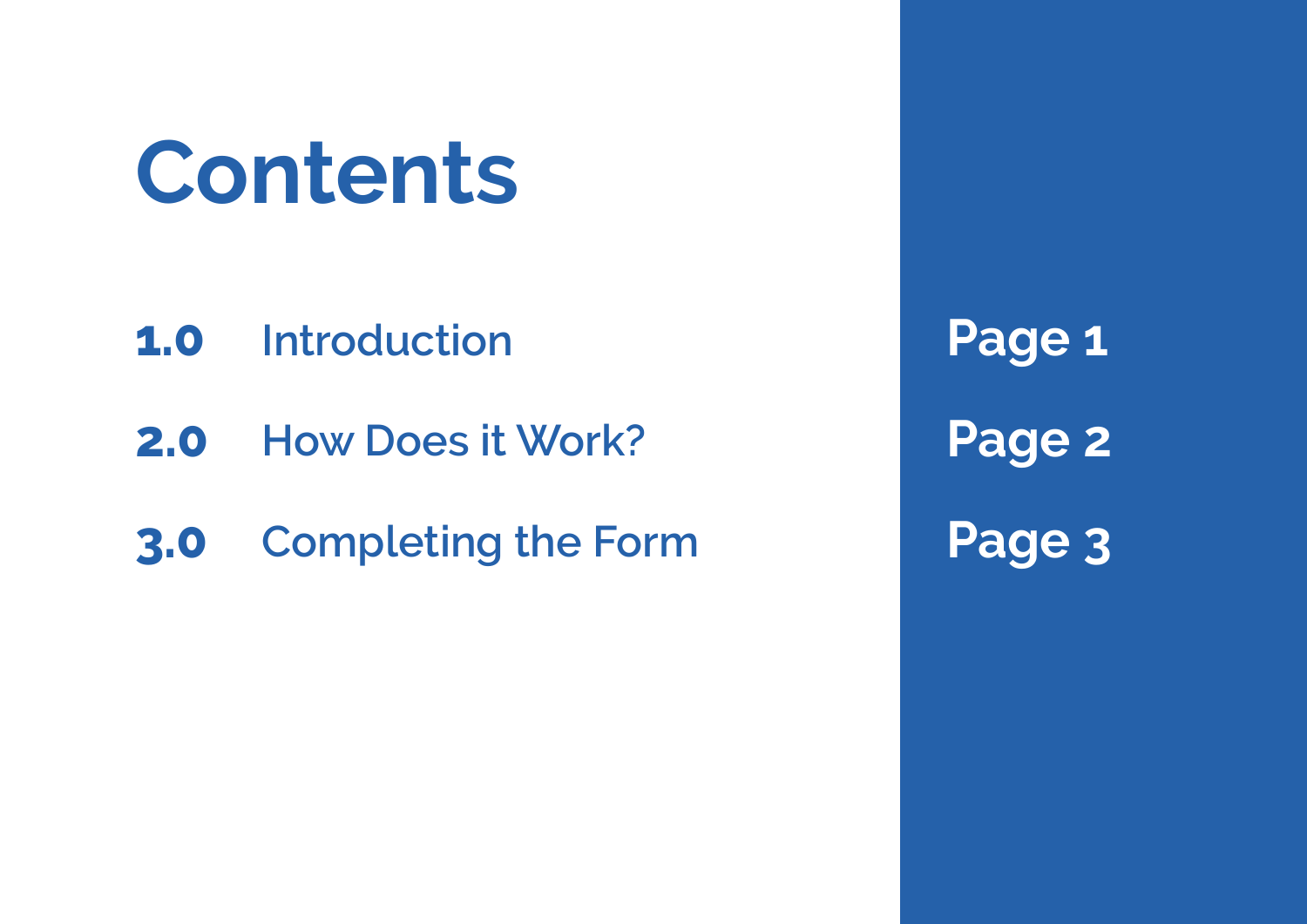# Contents

| | | |
|---|---|---|
| **1.0** | Introduction | **Page 1** |
| **2.0** | How Does it Work? | **Page 2** |
| **3.0** | Completing the Form | **Page 3** |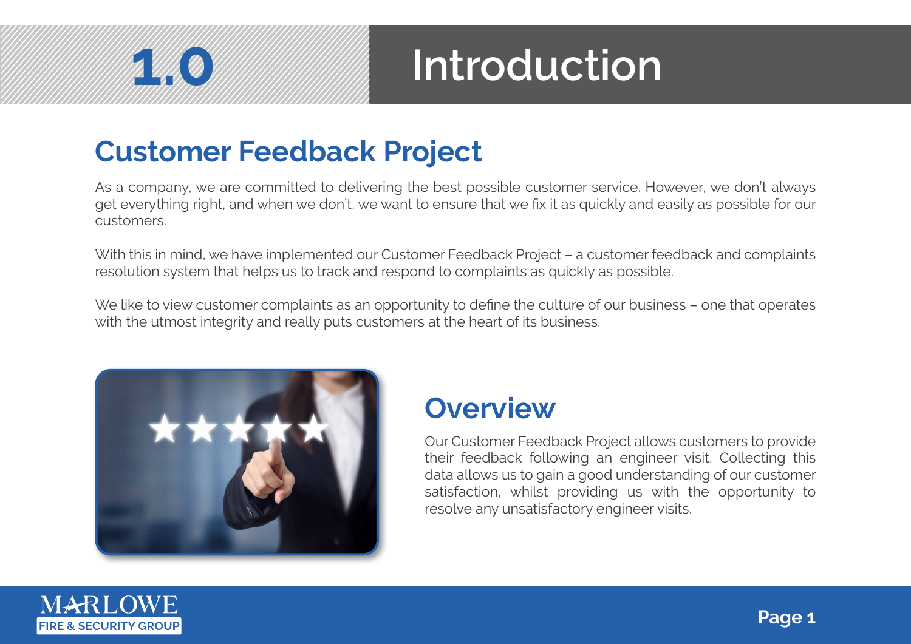# 1.0 Introduction

## Customer Feedback Project

As a company, we are committed to delivering the best possible customer service. However, we don't always get everything right, and when we don't, we want to ensure that we fix it as quickly and easily as possible for our customers.

With this in mind, we have implemented our Customer Feedback Project – a customer feedback and complaints resolution system that helps us to track and respond to complaints as quickly as possible.

We like to view customer complaints as an opportunity to define the culture of our business – one that operates with the utmost integrity and really puts customers at the heart of its business.

## Overview

Our Customer Feedback Project allows customers to provide their feedback following an engineer visit. Collecting this data allows us to gain a good understanding of our customer satisfaction, whilst providing us with the opportunity to resolve any unsatisfactory engineer visits.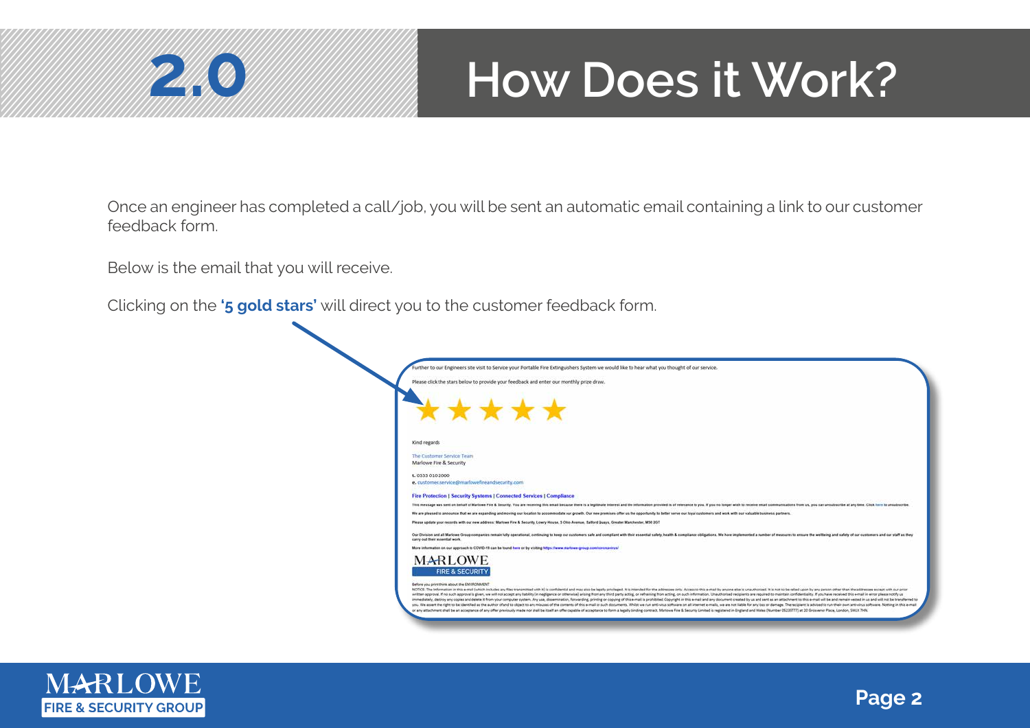# 2.0 How Does it Work?

Once an engineer has completed a call/job, you will be sent an automatic email containing a link to our customer feedback form.

Below is the email that you will receive.

Clicking on the **'5 gold stars'** will direct you to the customer feedback form.

Further to our Engineers site visit to Service your Portable Fire Extingushers System we would like to hear what you thought of our service.

Please click the stars below to provide your feedback and enter our monthly prize draw.

★ ★ ★ ★ ★

Kind regards

The Customer Service Team
Marlowe Fire & Security

t. 0333 0102000
e. customer.service@marlowefireandsecurity.com

Fire Protection | Security Systems | Connected Services | Compliance

This message was sent on behalf of Marlowe Fire & Security. You are receiving this email because there is a legitimate interest and the information provided is of relevance to you. If you no longer wish to receive email communications from us, you can unsubscribe at any time. Click here to unsubscribe.

We are pleased to announce that we are expanding and moving our location to accommodate our growth. Our new premises offer us the opportunity to better serve our loyal customers and work with our valuable business partners.

Please update your records with our new address: Marlowe Fire & Security, Lowry House, 5 Ohio Avenue, Salford Quays, Greater Manchester, M50 2GT

Our Division and all Marlowe Group companies remain fully operational, continuing to keep our customers safe and compliant with their essential safety, health & compliance obligations. We have implemented a number of measures to ensure the wellbeing and safety of our customers and our staff as they carry out their essential work.

More information on our approach to COVID-19 can be found here or by visiting https://www.marlowe-group.com/coronavirus/

MARLOWE
FIRE & SECURITY

Before you print think about the ENVIRONMENT
NOTICE: The information in this e-mail (which includes any files transmitted with it) is confidential and may also be legally privileged. It is intended for the addressee only. Access to this e-mail by anyone else is unauthorised. It is not to be relied upon by any person other than the addressee except with our prior written approval. If no such approval is given, we will not accept any liability (in negligence or otherwise) arising from any third party acting, or refraining from acting, on such information. Unauthorised recipients are required to maintain confidentiality. If you have received this e-mail in error please notify us immediately, destroy any copies and delete it from your computer system. Any use, dissemination, forwarding, printing or copying of this e-mail is prohibited. Copyright in this e-mail and any document created by us and sent as an attachment to this e-mail will be and remain vested in us and will not be transferred to you. We assert the right to be identified as the author of and to object to any misuses of the contents of this e-mail or such documents. Whilst we run anti-virus software on all internet e-mails, we are not liable for any loss or damage. The recipient is advised to run their own anti-virus software. Nothing in this e-mail or any attachment shall be an acceptance of any offer previously made nor shall be itself an offer capable of acceptance to form a legally binding contract. Marlowe Fire & Security Limited is registered in England and Wales (Number 05238777) at 20 Grosvenor Place, London, SW1X 7HN.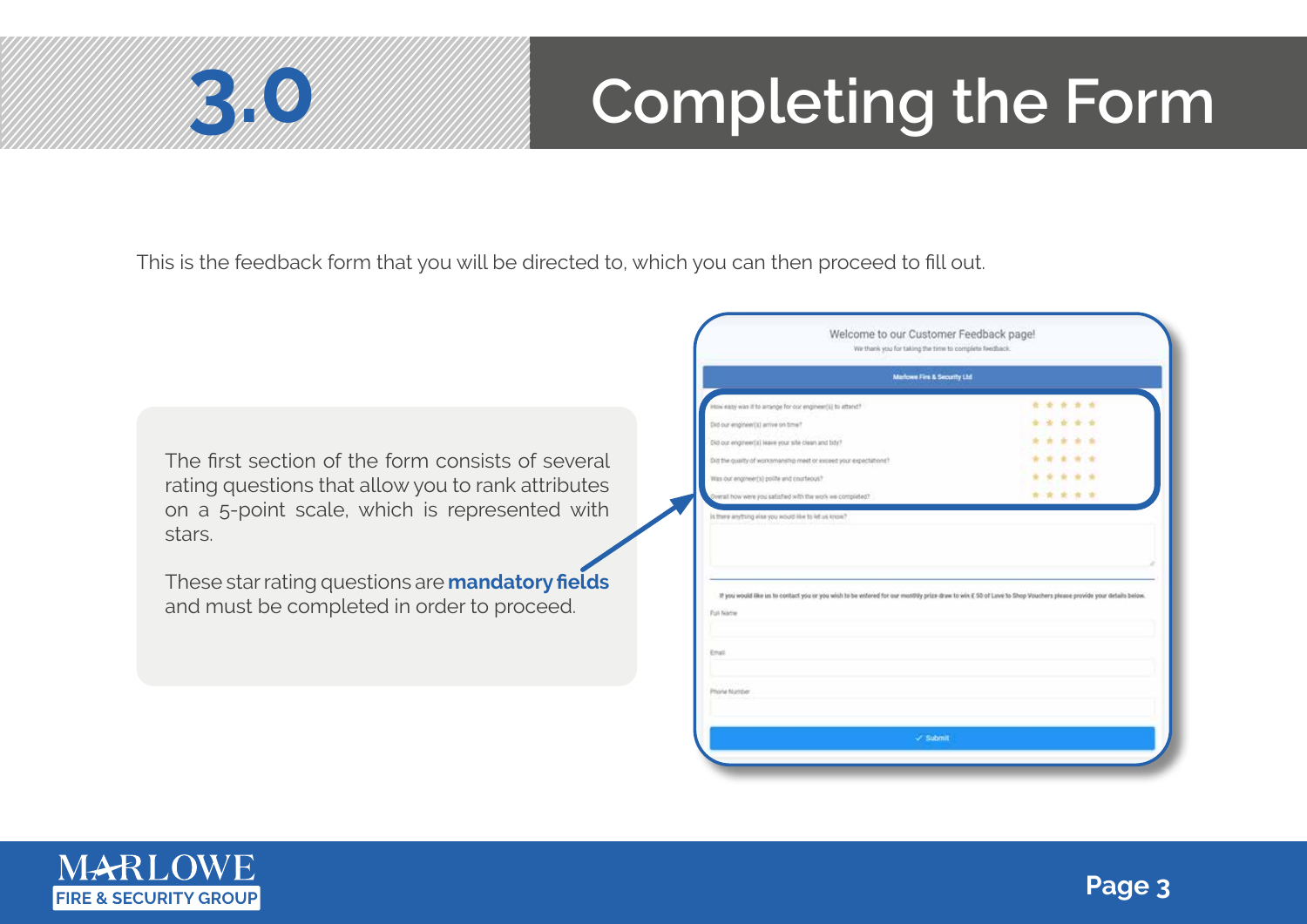# 3.0 Completing the Form

This is the feedback form that you will be directed to, which you can then proceed to fill out.

The first section of the form consists of several rating questions that allow you to rank attributes on a 5-point scale, which is represented with stars.

These star rating questions are **mandatory fields** and must be completed in order to proceed.

Welcome to our Customer Feedback page!

We thank you for taking the time to complete feedback.

Marlowe Fire & Security Ltd

- How easy was it to arrange for our engineer(s) to attend?
- Did our engineer(s) arrive on time?
- Did our engineer(s) leave your site clean and tidy?
- Did the quality of workmanship meet or exceed your expectations?
- Was our engineer(s) polite and courteous?
- Overall how were you satisfied with the work we completed?

Is there anything else you would like to let us know?

If you would like us to contact you or you wish to be entered for our monthly prize draw to win £ 50 of Love to Shop Vouchers please provide your details below.

Full Name

Email

Phone Number

✓ Submit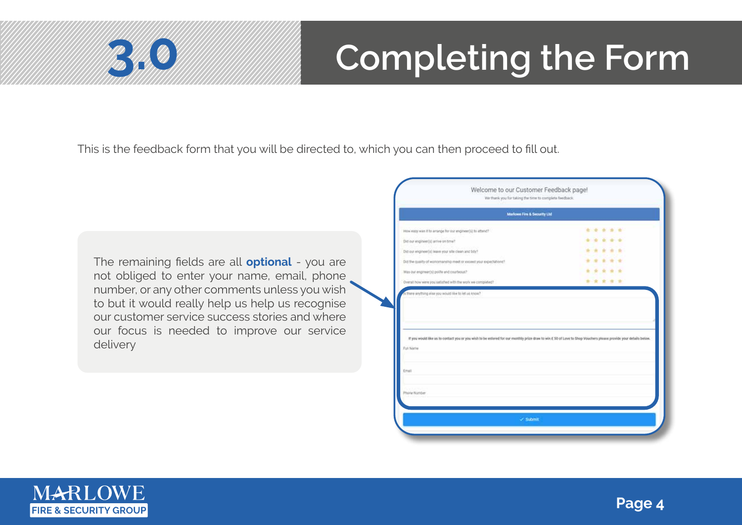# 3.0 Completing the Form

This is the feedback form that you will be directed to, which you can then proceed to fill out.

The remaining fields are all **optional** - you are not obliged to enter your name, email, phone number, or any other comments unless you wish to but it would really help us help us recognise our customer service success stories and where our focus is needed to improve our service delivery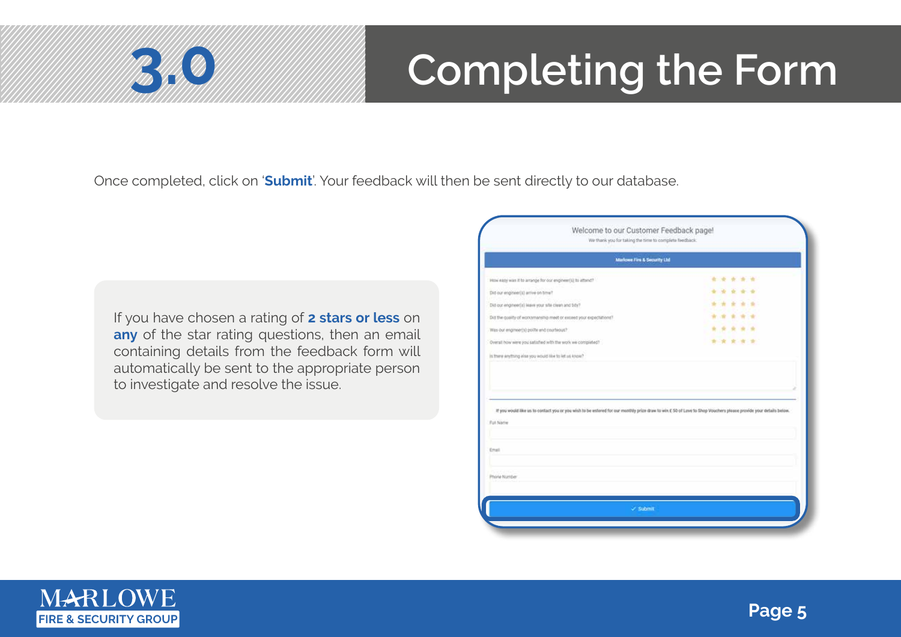# 3.0 Completing the Form

Once completed, click on '**Submit**'. Your feedback will then be sent directly to our database.

If you have chosen a rating of **2 stars or less** on **any** of the star rating questions, then an email containing details from the feedback form will automatically be sent to the appropriate person to investigate and resolve the issue.

Welcome to our Customer Feedback page!

We thank you for taking the time to complete feedback.

**Marlowe Fire & Security Ltd**

How easy was it to arrange for our engineer(s) to attend?

Did our engineer(s) arrive on time?

Did our engineer(s) leave your site clean and tidy?

Did the quality of workmanship meet or exceed your expectations?

Was our engineer(s) polite and courteous?

Overall how were you satisfied with the work we completed?

Is there anything else you would like to let us know?

**If you would like us to contact you or you wish to be entered for our monthly prize draw to win £ 50 of Love to Shop Vouchers please provide your details below.**

Full Name

Email

Phone Number

✓ Submit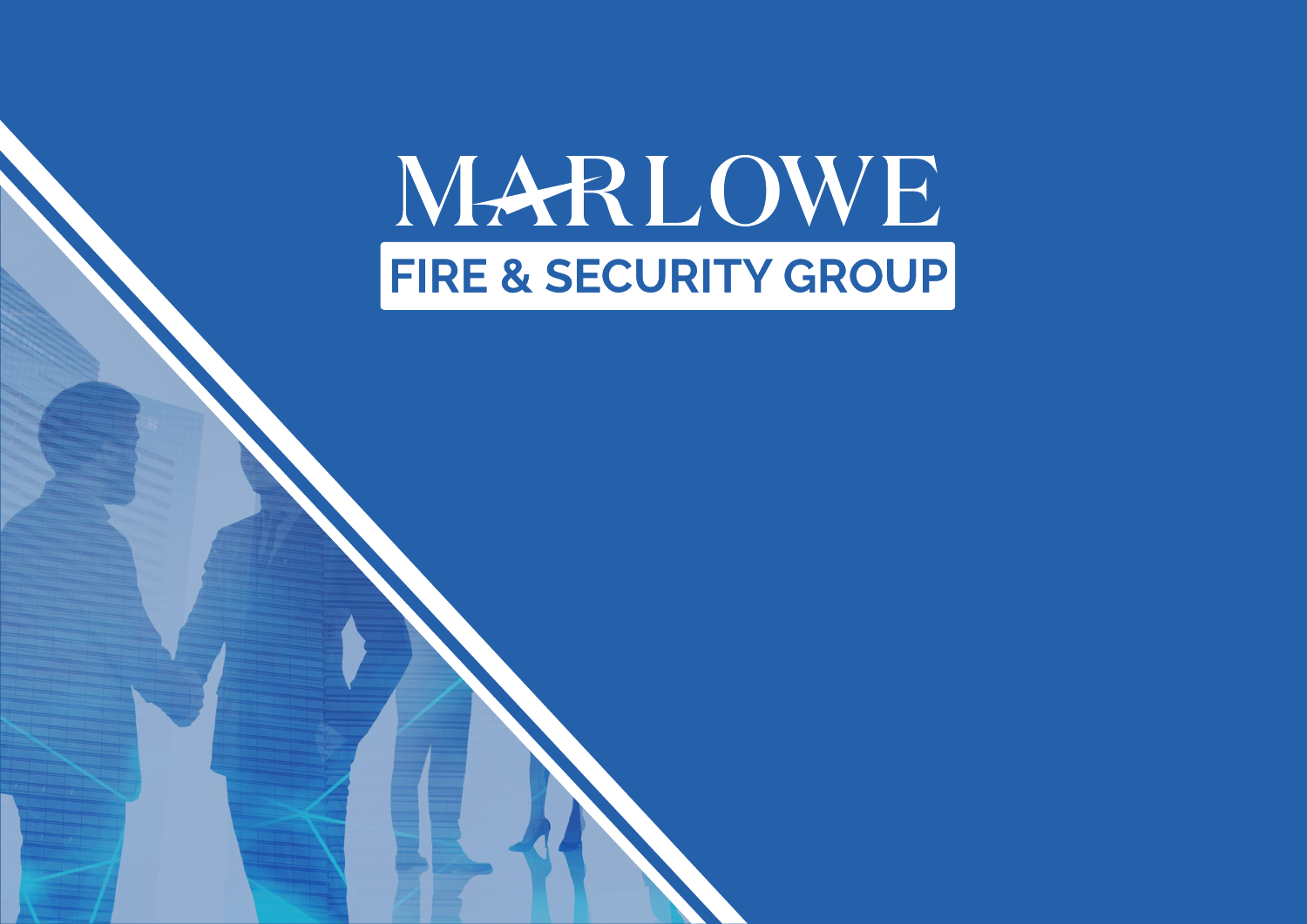MARLOWE

FIRE & SECURITY GROUP